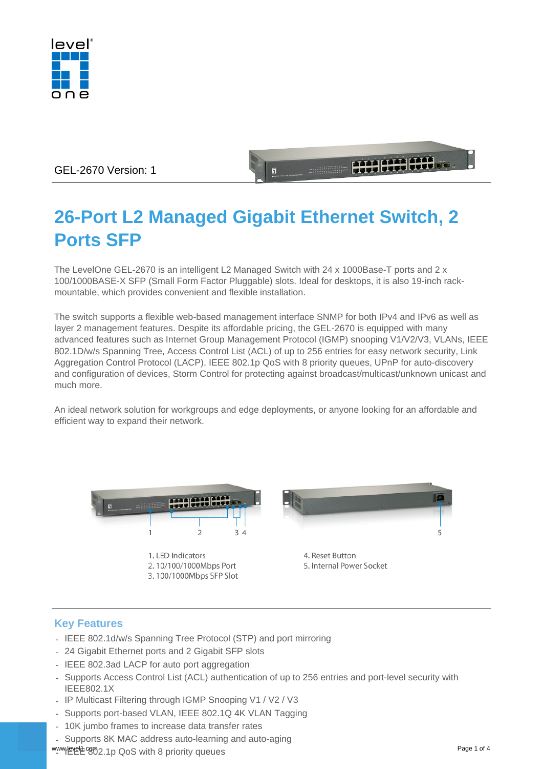GEL-2670 Version: 1

# 26-Port L2 Managed Gigabit Ethernet Switch, 2 Ports SFP

The LevelOne GEL-2670 is an intelligent L2 Managed Switch with 24 x 1000Base-T ports and 2 x 100/1000BASE-X SFP (Small Form Factor Pluggable) slots. Ideal for desktops, it is also 19-inch rack-mountable, which provides convenient and flexible installation.

The switch supports a flexible web-based management interface SNMP for both IPv4 and IPv6 as well as layer 2 management features. Despite its affordable pricing, the GEL-2670 is equipped with many advanced features such as Internet Group Management Protocol (IGMP) snooping V1/V2/V3, VLANs, IEEE 802.1D/w/s Spanning Tree, Access Control List (ACL) of up to 256 entries for easy network security, Link Aggregation Control Protocol (LACP), IEEE 802.1p QoS with 8 priority queues, UPnP for auto-discovery and configuration of devices, Storm Control for protecting against broadcast/multicast/unknown unicast and much more.

An ideal network solution for workgroups and edge deployments, or anyone looking for an affordable and efficient way to expand their network.

1. LED Indicators
2. 10/100/1000Mbps Port
3. 100/1000Mbps SFP Slot
4. Reset Button
5. Internal Power Socket

## Key Features

- IEEE 802.1d/w/s Spanning Tree Protocol (STP) and port mirroring
- 24 Gigabit Ethernet ports and 2 Gigabit SFP slots
- IEEE 802.3ad LACP for auto port aggregation
- Supports Access Control List (ACL) authentication of up to 256 entries and port-level security with IEEE802.1X
- IP Multicast Filtering through IGMP Snooping V1 / V2 / V3
- Supports port-based VLAN, IEEE 802.1Q 4K VLAN Tagging
- 10K jumbo frames to increase data transfer rates
- Supports 8K MAC address auto-learning and auto-aging
- IEEE 802.1p QoS with 8 priority queues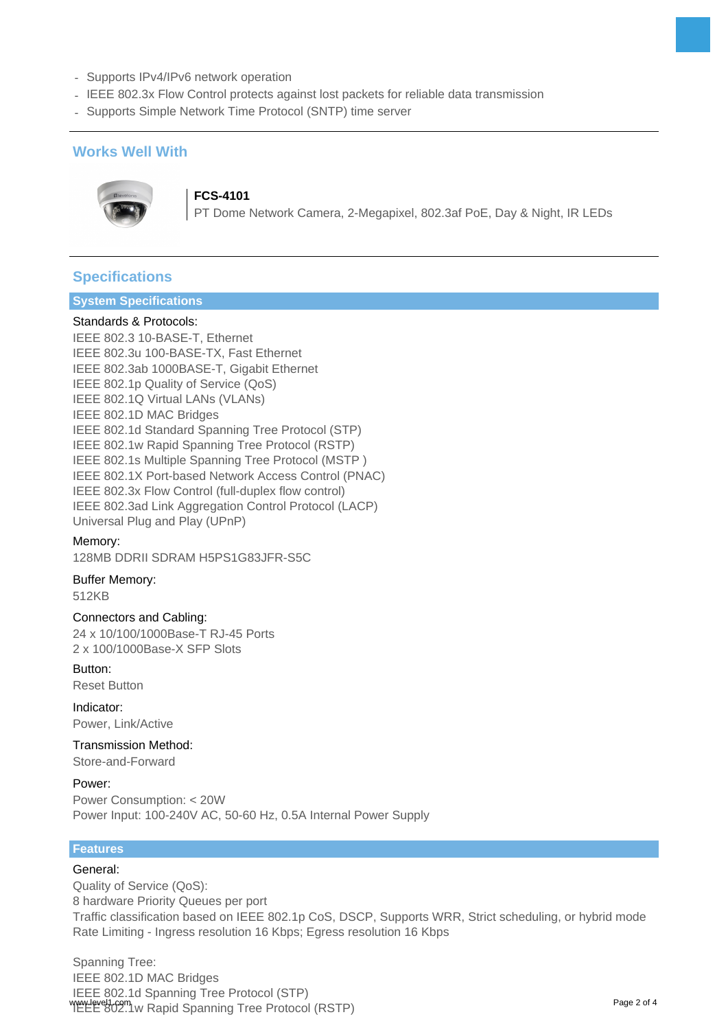- Supports IPv4/IPv6 network operation
- IEEE 802.3x Flow Control protects against lost packets for reliable data transmission
- Supports Simple Network Time Protocol (SNTP) time server

## Works Well With

**FCS-4101**
PT Dome Network Camera, 2-Megapixel, 802.3af PoE, Day & Night, IR LEDs

## Specifications

### System Specifications

Standards & Protocols:
IEEE 802.3 10-BASE-T, Ethernet
IEEE 802.3u 100-BASE-TX, Fast Ethernet
IEEE 802.3ab 1000BASE-T, Gigabit Ethernet
IEEE 802.1p Quality of Service (QoS)
IEEE 802.1Q Virtual LANs (VLANs)
IEEE 802.1D MAC Bridges
IEEE 802.1d Standard Spanning Tree Protocol (STP)
IEEE 802.1w Rapid Spanning Tree Protocol (RSTP)
IEEE 802.1s Multiple Spanning Tree Protocol (MSTP )
IEEE 802.1X Port-based Network Access Control (PNAC)
IEEE 802.3x Flow Control (full-duplex flow control)
IEEE 802.3ad Link Aggregation Control Protocol (LACP)
Universal Plug and Play (UPnP)

Memory:
128MB DDRII SDRAM H5PS1G83JFR-S5C

Buffer Memory:
512KB

Connectors and Cabling:
24 x 10/100/1000Base-T RJ-45 Ports
2 x 100/1000Base-X SFP Slots

Button:
Reset Button

Indicator:
Power, Link/Active

Transmission Method:
Store-and-Forward

Power:
Power Consumption: < 20W
Power Input: 100-240V AC, 50-60 Hz, 0.5A Internal Power Supply

### Features

General:
Quality of Service (QoS):
8 hardware Priority Queues per port
Traffic classification based on IEEE 802.1p CoS, DSCP, Supports WRR, Strict scheduling, or hybrid mode
Rate Limiting - Ingress resolution 16 Kbps; Egress resolution 16 Kbps

Spanning Tree:
IEEE 802.1D MAC Bridges
IEEE 802.1d Spanning Tree Protocol (STP)
IEEE 802.1w Rapid Spanning Tree Protocol (RSTP)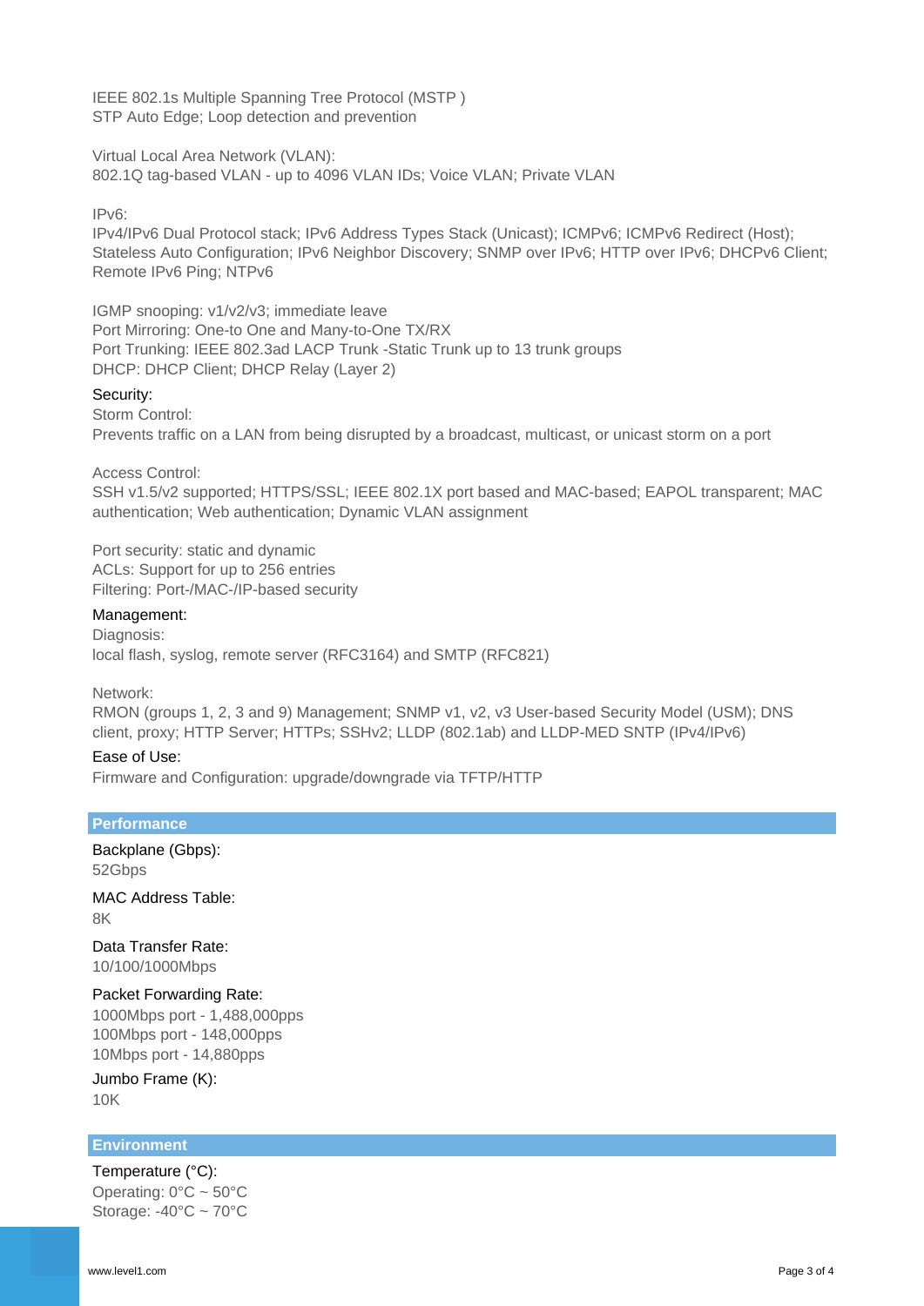IEEE 802.1s Multiple Spanning Tree Protocol (MSTP )
STP Auto Edge; Loop detection and prevention

Virtual Local Area Network (VLAN):
802.1Q tag-based VLAN - up to 4096 VLAN IDs; Voice VLAN; Private VLAN

IPv6:
IPv4/IPv6 Dual Protocol stack; IPv6 Address Types Stack (Unicast); ICMPv6; ICMPv6 Redirect (Host); Stateless Auto Configuration; IPv6 Neighbor Discovery; SNMP over IPv6; HTTP over IPv6; DHCPv6 Client; Remote IPv6 Ping; NTPv6

IGMP snooping: v1/v2/v3; immediate leave
Port Mirroring: One-to One and Many-to-One TX/RX
Port Trunking: IEEE 802.3ad LACP Trunk -Static Trunk up to 13 trunk groups
DHCP: DHCP Client; DHCP Relay (Layer 2)

Security:

Storm Control:
Prevents traffic on a LAN from being disrupted by a broadcast, multicast, or unicast storm on a port

Access Control:
SSH v1.5/v2 supported; HTTPS/SSL; IEEE 802.1X port based and MAC-based; EAPOL transparent; MAC authentication; Web authentication; Dynamic VLAN assignment

Port security: static and dynamic
ACLs: Support for up to 256 entries
Filtering: Port-/MAC-/IP-based security

Management:

Diagnosis:
local flash, syslog, remote server (RFC3164) and SMTP (RFC821)

Network:
RMON (groups 1, 2, 3 and 9) Management; SNMP v1, v2, v3 User-based Security Model (USM); DNS client, proxy; HTTP Server; HTTPs; SSHv2; LLDP (802.1ab) and LLDP-MED SNTP (IPv4/IPv6)

Ease of Use:

Firmware and Configuration: upgrade/downgrade via TFTP/HTTP

## Performance

Backplane (Gbps):
52Gbps

MAC Address Table:
8K

Data Transfer Rate:
10/100/1000Mbps

Packet Forwarding Rate:
1000Mbps port - 1,488,000pps
100Mbps port - 148,000pps
10Mbps port - 14,880pps

Jumbo Frame (K):
10K

## Environment

Temperature (°C):
Operating: 0°C ~ 50°C
Storage: -40°C ~ 70°C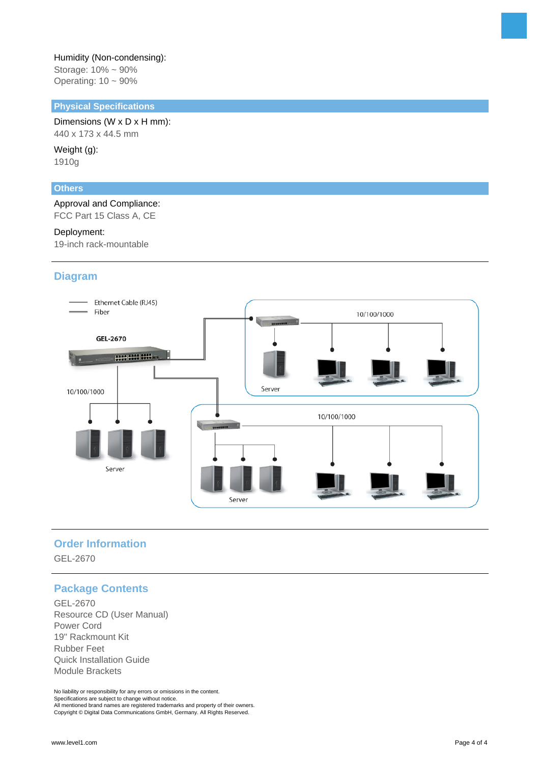Humidity (Non-condensing):
Storage: 10% ~ 90%
Operating: 10 ~ 90%

## Physical Specifications

Dimensions (W x D x H mm):
440 x 173 x 44.5 mm

Weight (g):
1910g

## Others

Approval and Compliance:
FCC Part 15 Class A, CE

Deployment:
19-inch rack-mountable

## Diagram

Ethernet Cable (RJ45)
Fiber
GEL-2670
10/100/1000
Server
10/100/1000
Server
10/100/1000
Server

## Order Information

GEL-2670

## Package Contents

GEL-2670
Resource CD (User Manual)
Power Cord
19" Rackmount Kit
Rubber Feet
Quick Installation Guide
Module Brackets

No liability or responsibility for any errors or omissions in the content.
Specifications are subject to change without notice.
All mentioned brand names are registered trademarks and property of their owners.
Copyright © Digital Data Communications GmbH, Germany. All Rights Reserved.

www.level1.com